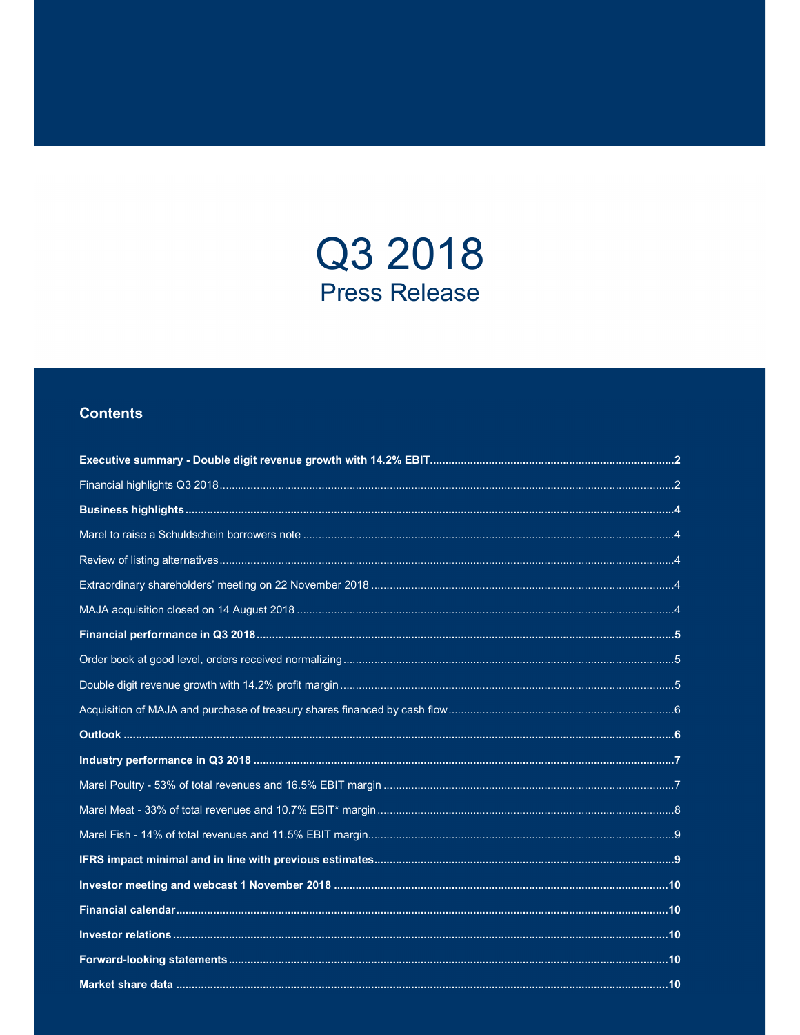# Q3 2018

## Press Release

### Contents

**Executive summary - Double digit revenue growth with 14.2% EBIT** .......... **2**

Financial highlights Q3 2018 .......... 2

**Business highlights** .......... **4**

Marel to raise a Schuldschein borrowers note .......... 4

Review of listing alternatives .......... 4

Extraordinary shareholders' meeting on 22 November 2018 .......... 4

MAJA acquisition closed on 14 August 2018 .......... 4

**Financial performance in Q3 2018** .......... **5**

Order book at good level, orders received normalizing .......... 5

Double digit revenue growth with 14.2% profit margin .......... 5

Acquisition of MAJA and purchase of treasury shares financed by cash flow .......... 6

**Outlook** .......... **6**

**Industry performance in Q3 2018** .......... **7**

Marel Poultry - 53% of total revenues and 16.5% EBIT margin .......... 7

Marel Meat - 33% of total revenues and 10.7% EBIT* margin .......... 8

Marel Fish - 14% of total revenues and 11.5% EBIT margin .......... 9

**IFRS impact minimal and in line with previous estimates** .......... **9**

**Investor meeting and webcast 1 November 2018** .......... **10**

**Financial calendar** .......... **10**

**Investor relations** .......... **10**

**Forward-looking statements** .......... **10**

**Market share data** .......... **10**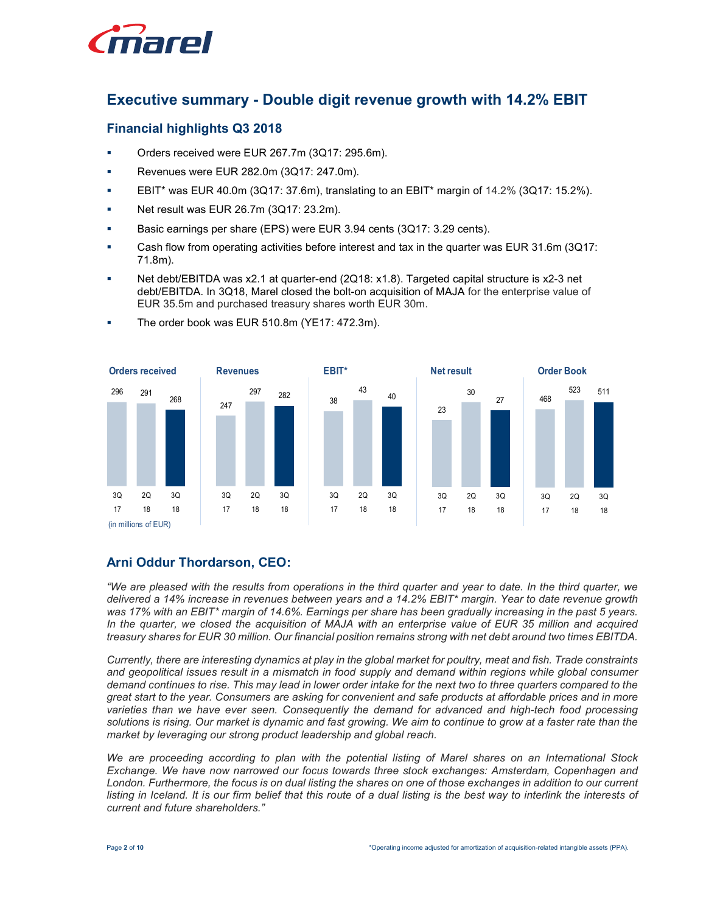# Executive summary - Double digit revenue growth with 14.2% EBIT

## Financial highlights Q3 2018

- Orders received were EUR 267.7m (3Q17: 295.6m).
- Revenues were EUR 282.0m (3Q17: 247.0m).
- EBIT* was EUR 40.0m (3Q17: 37.6m), translating to an EBIT* margin of 14.2% (3Q17: 15.2%).
- Net result was EUR 26.7m (3Q17: 23.2m).
- Basic earnings per share (EPS) were EUR 3.94 cents (3Q17: 3.29 cents).
- Cash flow from operating activities before interest and tax in the quarter was EUR 31.6m (3Q17: 71.8m).
- Net debt/EBITDA was x2.1 at quarter-end (2Q18: x1.8). Targeted capital structure is x2-3 net debt/EBITDA. In 3Q18, Marel closed the bolt-on acquisition of MAJA for the enterprise value of EUR 35.5m and purchased treasury shares worth EUR 30m.
- The order book was EUR 510.8m (YE17: 472.3m).

| | 3Q 17 | 2Q 18 | 3Q 18 |
|---|---|---|---|
| Orders received | 296 | 291 | 268 |
| Revenues | 247 | 297 | 282 |
| EBIT* | 38 | 43 | 40 |
| Net result | 23 | 30 | 27 |
| Order Book | 468 | 523 | 511 |

(in millions of EUR)

## Arni Oddur Thordarson, CEO:

*"We are pleased with the results from operations in the third quarter and year to date. In the third quarter, we delivered a 14% increase in revenues between years and a 14.2% EBIT* margin. Year to date revenue growth was 17% with an EBIT* margin of 14.6%. Earnings per share has been gradually increasing in the past 5 years. In the quarter, we closed the acquisition of MAJA with an enterprise value of EUR 35 million and acquired treasury shares for EUR 30 million. Our financial position remains strong with net debt around two times EBITDA.*

*Currently, there are interesting dynamics at play in the global market for poultry, meat and fish. Trade constraints and geopolitical issues result in a mismatch in food supply and demand within regions while global consumer demand continues to rise. This may lead in lower order intake for the next two to three quarters compared to the great start to the year. Consumers are asking for convenient and safe products at affordable prices and in more varieties than we have ever seen. Consequently the demand for advanced and high-tech food processing solutions is rising. Our market is dynamic and fast growing. We aim to continue to grow at a faster rate than the market by leveraging our strong product leadership and global reach.*

*We are proceeding according to plan with the potential listing of Marel shares on an International Stock Exchange. We have now narrowed our focus towards three stock exchanges: Amsterdam, Copenhagen and London. Furthermore, the focus is on dual listing the shares on one of those exchanges in addition to our current listing in Iceland. It is our firm belief that this route of a dual listing is the best way to interlink the interests of current and future shareholders."*

*Operating income adjusted for amortization of acquisition-related intangible assets (PPA).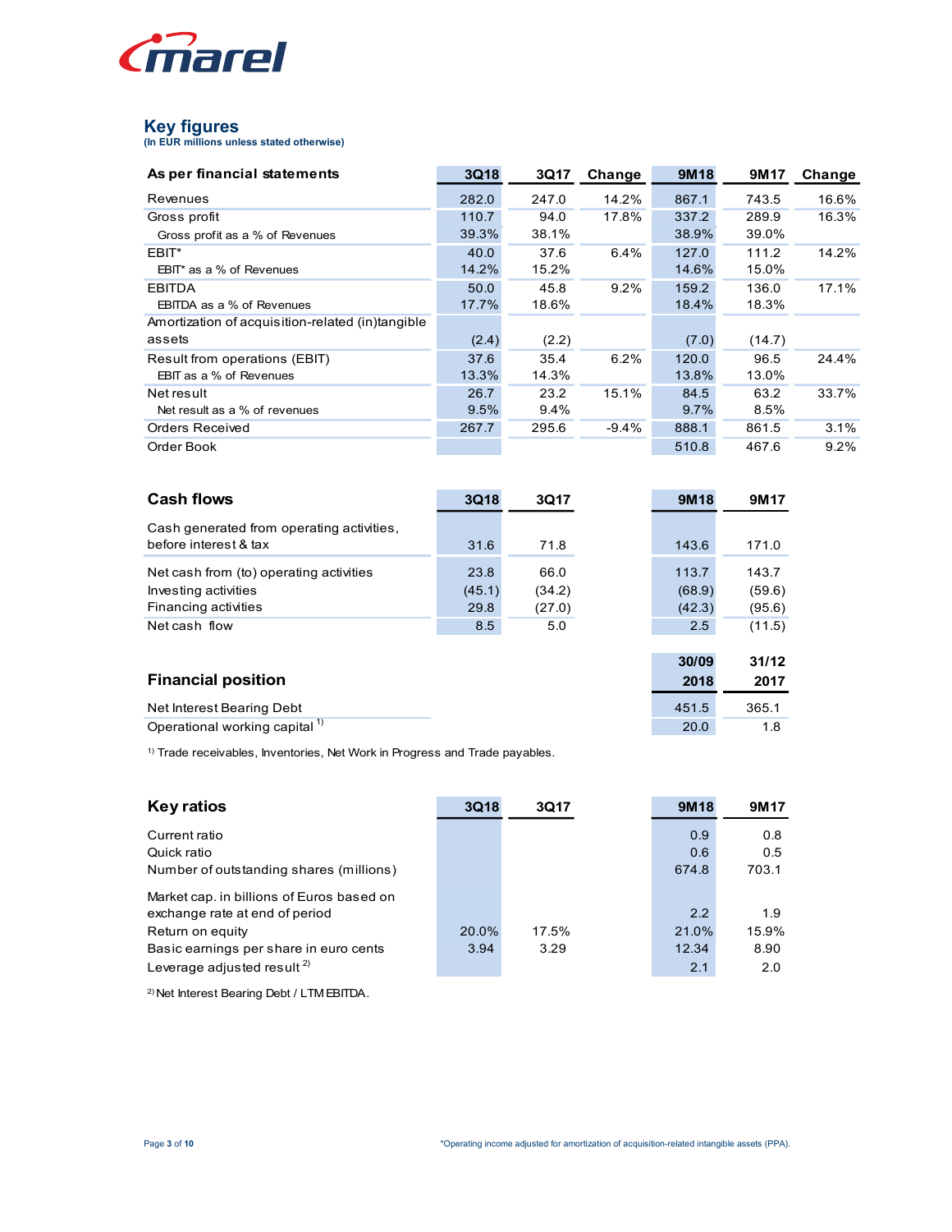## Key figures

**(In EUR millions unless stated otherwise)**

| As per financial statements | 3Q18 | 3Q17 | Change | 9M18 | 9M17 | Change |
|---|---|---|---|---|---|---|
| Revenues | 282.0 | 247.0 | 14.2% | 867.1 | 743.5 | 16.6% |
| Gross profit | 110.7 | 94.0 | 17.8% | 337.2 | 289.9 | 16.3% |
| Gross profit as a % of Revenues | 39.3% | 38.1% | | 38.9% | 39.0% | |
| EBIT* | 40.0 | 37.6 | 6.4% | 127.0 | 111.2 | 14.2% |
| EBIT* as a % of Revenues | 14.2% | 15.2% | | 14.6% | 15.0% | |
| EBITDA | 50.0 | 45.8 | 9.2% | 159.2 | 136.0 | 17.1% |
| EBITDA as a % of Revenues | 17.7% | 18.6% | | 18.4% | 18.3% | |
| Amortization of acquisition-related (in)tangible assets | (2.4) | (2.2) | | (7.0) | (14.7) | |
| Result from operations (EBIT) | 37.6 | 35.4 | 6.2% | 120.0 | 96.5 | 24.4% |
| EBIT as a % of Revenues | 13.3% | 14.3% | | 13.8% | 13.0% | |
| Net result | 26.7 | 23.2 | 15.1% | 84.5 | 63.2 | 33.7% |
| Net result as a % of revenues | 9.5% | 9.4% | | 9.7% | 8.5% | |
| Orders Received | 267.7 | 295.6 | -9.4% | 888.1 | 861.5 | 3.1% |
| Order Book | | | | 510.8 | 467.6 | 9.2% |

| Cash flows | 3Q18 | 3Q17 | 9M18 | 9M17 |
|---|---|---|---|---|
| Cash generated from operating activities, before interest & tax | 31.6 | 71.8 | 143.6 | 171.0 |
| Net cash from (to) operating activities | 23.8 | 66.0 | 113.7 | 143.7 |
| Investing activities | (45.1) | (34.2) | (68.9) | (59.6) |
| Financing activities | 29.8 | (27.0) | (42.3) | (95.6) |
| Net cash flow | 8.5 | 5.0 | 2.5 | (11.5) |

| Financial position | 30/09 2018 | 31/12 2017 |
|---|---|---|
| Net Interest Bearing Debt | 451.5 | 365.1 |
| Operational working capital [1] | 20.0 | 1.8 |

[1] Trade receivables, Inventories, Net Work in Progress and Trade payables.

| Key ratios | 3Q18 | 3Q17 | 9M18 | 9M17 |
|---|---|---|---|---|
| Current ratio | | | 0.9 | 0.8 |
| Quick ratio | | | 0.6 | 0.5 |
| Number of outstanding shares (millions) | | | 674.8 | 703.1 |
| Market cap. in billions of Euros based on exchange rate at end of period | | | 2.2 | 1.9 |
| Return on equity | 20.0% | 17.5% | 21.0% | 15.9% |
| Basic earnings per share in euro cents | 3.94 | 3.29 | 12.34 | 8.90 |
| Leverage adjusted result [2] | | | 2.1 | 2.0 |

[2] Net Interest Bearing Debt / LTM EBITDA.

*Operating income adjusted for amortization of acquisition-related intangible assets (PPA).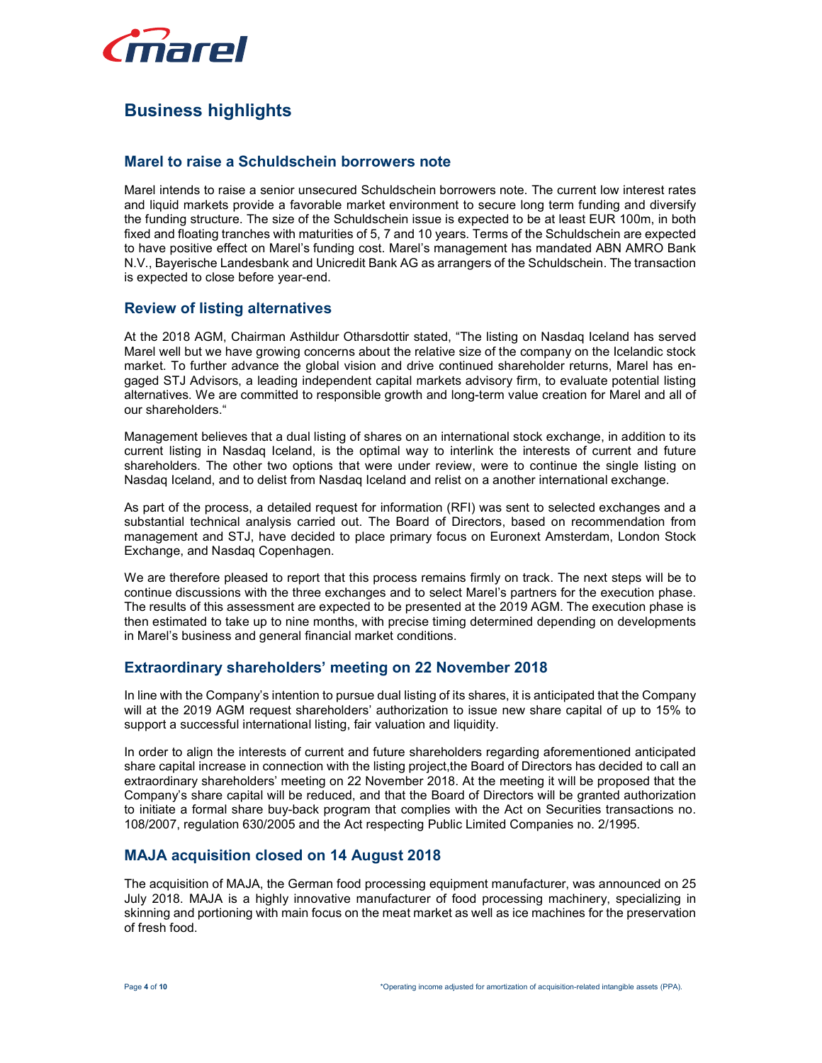# Business highlights

## Marel to raise a Schuldschein borrowers note

Marel intends to raise a senior unsecured Schuldschein borrowers note. The current low interest rates and liquid markets provide a favorable market environment to secure long term funding and diversify the funding structure. The size of the Schuldschein issue is expected to be at least EUR 100m, in both fixed and floating tranches with maturities of 5, 7 and 10 years. Terms of the Schuldschein are expected to have positive effect on Marel's funding cost. Marel's management has mandated ABN AMRO Bank N.V., Bayerische Landesbank and Unicredit Bank AG as arrangers of the Schuldschein. The transaction is expected to close before year-end.

## Review of listing alternatives

At the 2018 AGM, Chairman Asthildur Otharsdottir stated, "The listing on Nasdaq Iceland has served Marel well but we have growing concerns about the relative size of the company on the Icelandic stock market. To further advance the global vision and drive continued shareholder returns, Marel has engaged STJ Advisors, a leading independent capital markets advisory firm, to evaluate potential listing alternatives. We are committed to responsible growth and long-term value creation for Marel and all of our shareholders."

Management believes that a dual listing of shares on an international stock exchange, in addition to its current listing in Nasdaq Iceland, is the optimal way to interlink the interests of current and future shareholders. The other two options that were under review, were to continue the single listing on Nasdaq Iceland, and to delist from Nasdaq Iceland and relist on a another international exchange.

As part of the process, a detailed request for information (RFI) was sent to selected exchanges and a substantial technical analysis carried out. The Board of Directors, based on recommendation from management and STJ, have decided to place primary focus on Euronext Amsterdam, London Stock Exchange, and Nasdaq Copenhagen.

We are therefore pleased to report that this process remains firmly on track. The next steps will be to continue discussions with the three exchanges and to select Marel's partners for the execution phase. The results of this assessment are expected to be presented at the 2019 AGM. The execution phase is then estimated to take up to nine months, with precise timing determined depending on developments in Marel's business and general financial market conditions.

## Extraordinary shareholders' meeting on 22 November 2018

In line with the Company's intention to pursue dual listing of its shares, it is anticipated that the Company will at the 2019 AGM request shareholders' authorization to issue new share capital of up to 15% to support a successful international listing, fair valuation and liquidity.

In order to align the interests of current and future shareholders regarding aforementioned anticipated share capital increase in connection with the listing project,the Board of Directors has decided to call an extraordinary shareholders' meeting on 22 November 2018. At the meeting it will be proposed that the Company's share capital will be reduced, and that the Board of Directors will be granted authorization to initiate a formal share buy-back program that complies with the Act on Securities transactions no. 108/2007, regulation 630/2005 and the Act respecting Public Limited Companies no. 2/1995.

## MAJA acquisition closed on 14 August 2018

The acquisition of MAJA, the German food processing equipment manufacturer, was announced on 25 July 2018. MAJA is a highly innovative manufacturer of food processing machinery, specializing in skinning and portioning with main focus on the meat market as well as ice machines for the preservation of fresh food.

*Operating income adjusted for amortization of acquisition-related intangible assets (PPA).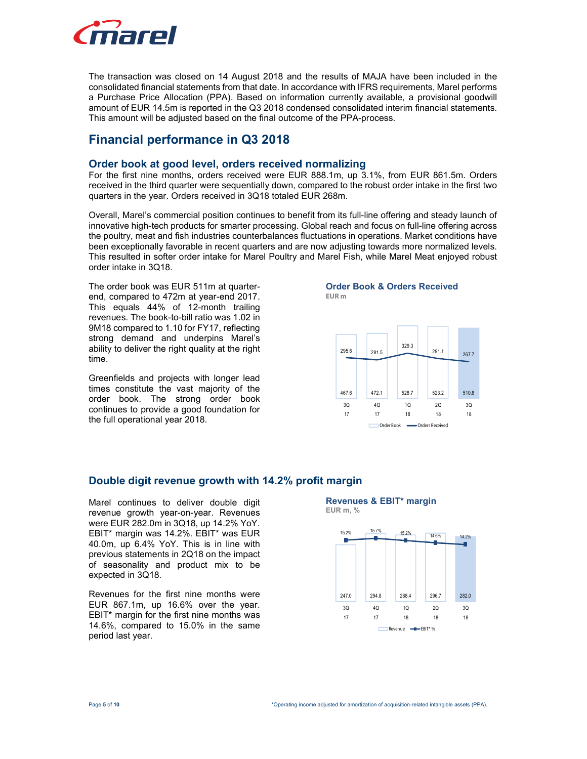The transaction was closed on 14 August 2018 and the results of MAJA have been included in the consolidated financial statements from that date. In accordance with IFRS requirements, Marel performs a Purchase Price Allocation (PPA). Based on information currently available, a provisional goodwill amount of EUR 14.5m is reported in the Q3 2018 condensed consolidated interim financial statements. This amount will be adjusted based on the final outcome of the PPA-process.

## Financial performance in Q3 2018

### Order book at good level, orders received normalizing

For the first nine months, orders received were EUR 888.1m, up 3.1%, from EUR 861.5m. Orders received in the third quarter were sequentially down, compared to the robust order intake in the first two quarters in the year. Orders received in 3Q18 totaled EUR 268m.

Overall, Marel's commercial position continues to benefit from its full-line offering and steady launch of innovative high-tech products for smarter processing. Global reach and focus on full-line offering across the poultry, meat and fish industries counterbalances fluctuations in operations. Market conditions have been exceptionally favorable in recent quarters and are now adjusting towards more normalized levels. This resulted in softer order intake for Marel Poultry and Marel Fish, while Marel Meat enjoyed robust order intake in 3Q18.

The order book was EUR 511m at quarter-end, compared to 472m at year-end 2017. This equals 44% of 12-month trailing revenues. The book-to-bill ratio was 1.02 in 9M18 compared to 1.10 for FY17, reflecting strong demand and underpins Marel's ability to deliver the right quality at the right time.

Greenfields and projects with longer lead times constitute the vast majority of the order book. The strong order book continues to provide a good foundation for the full operational year 2018.

**Order Book & Orders Received**
EUR m

| | 3Q 17 | 4Q 17 | 1Q 18 | 2Q 18 | 3Q 18 |
|---|---|---|---|---|---|
| Order Book | 467.6 | 472.1 | 528.7 | 523.2 | 510.8 |
| Orders Received | 295.6 | 281.5 | 329.3 | 291.1 | 267.7 |

### Double digit revenue growth with 14.2% profit margin

Marel continues to deliver double digit revenue growth year-on-year. Revenues were EUR 282.0m in 3Q18, up 14.2% YoY. EBIT* margin was 14.2%. EBIT* was EUR 40.0m, up 6.4% YoY. This is in line with previous statements in 2Q18 on the impact of seasonality and product mix to be expected in 3Q18.

Revenues for the first nine months were EUR 867.1m, up 16.6% over the year. EBIT* margin for the first nine months was 14.6%, compared to 15.0% in the same period last year.

**Revenues & EBIT* margin**
EUR m, %

| | 3Q 17 | 4Q 17 | 1Q 18 | 2Q 18 | 3Q 18 |
|---|---|---|---|---|---|
| Revenue | 247.0 | 294.8 | 288.4 | 296.7 | 282.0 |
| EBIT* % | 15.2% | 15.7% | 15.2% | 14.6% | 14.2% |

*Operating income adjusted for amortization of acquisition-related intangible assets (PPA).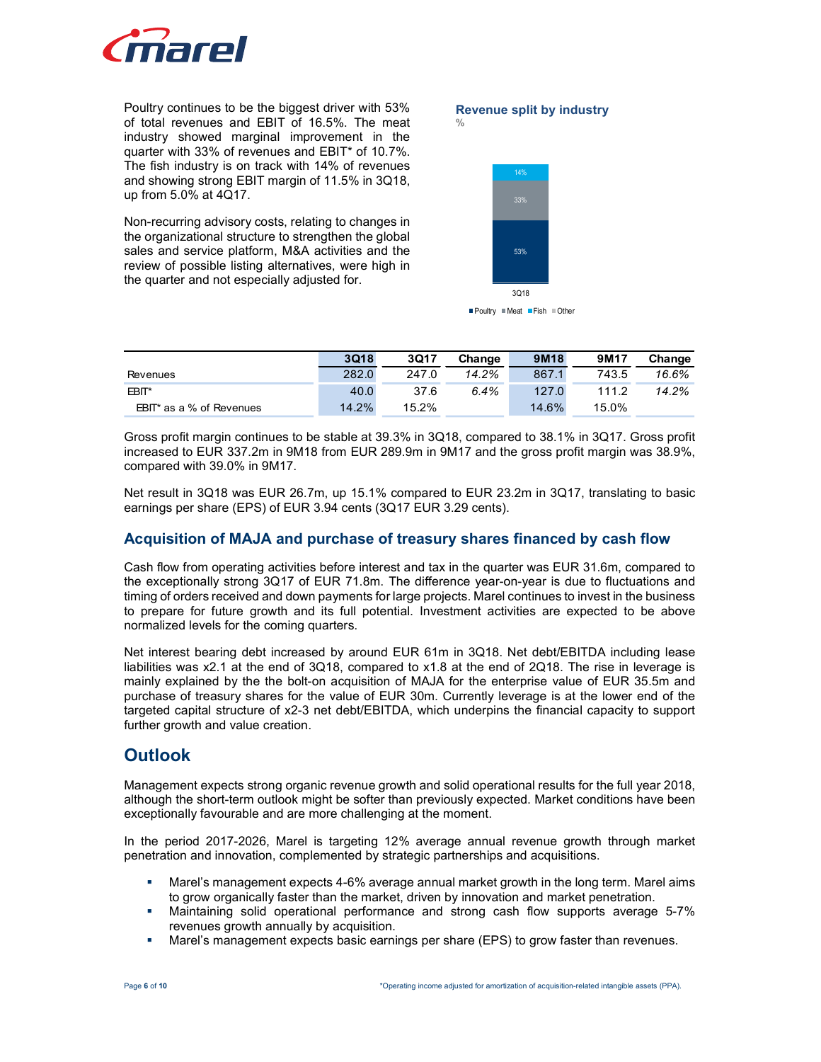Poultry continues to be the biggest driver with 53% of total revenues and EBIT of 16.5%. The meat industry showed marginal improvement in the quarter with 33% of revenues and EBIT* of 10.7%. The fish industry is on track with 14% of revenues and showing strong EBIT margin of 11.5% in 3Q18, up from 5.0% at 4Q17.

Non-recurring advisory costs, relating to changes in the organizational structure to strengthen the global sales and service platform, M&A activities and the review of possible listing alternatives, were high in the quarter and not especially adjusted for.

**Revenue split by industry**
%

| 3Q18 | % |
|---|---|
| Poultry | 53% |
| Meat | 33% |
| Fish | 14% |

| | 3Q18 | 3Q17 | Change | 9M18 | 9M17 | Change |
|---|---|---|---|---|---|---|
| Revenues | 282.0 | 247.0 | *14.2%* | 867.1 | 743.5 | *16.6%* |
| EBIT* | 40.0 | 37.6 | *6.4%* | 127.0 | 111.2 | *14.2%* |
| EBIT* as a % of Revenues | 14.2% | 15.2% | | 14.6% | 15.0% | |

Gross profit margin continues to be stable at 39.3% in 3Q18, compared to 38.1% in 3Q17. Gross profit increased to EUR 337.2m in 9M18 from EUR 289.9m in 9M17 and the gross profit margin was 38.9%, compared with 39.0% in 9M17.

Net result in 3Q18 was EUR 26.7m, up 15.1% compared to EUR 23.2m in 3Q17, translating to basic earnings per share (EPS) of EUR 3.94 cents (3Q17 EUR 3.29 cents).

## Acquisition of MAJA and purchase of treasury shares financed by cash flow

Cash flow from operating activities before interest and tax in the quarter was EUR 31.6m, compared to the exceptionally strong 3Q17 of EUR 71.8m. The difference year-on-year is due to fluctuations and timing of orders received and down payments for large projects. Marel continues to invest in the business to prepare for future growth and its full potential. Investment activities are expected to be above normalized levels for the coming quarters.

Net interest bearing debt increased by around EUR 61m in 3Q18. Net debt/EBITDA including lease liabilities was x2.1 at the end of 3Q18, compared to x1.8 at the end of 2Q18. The rise in leverage is mainly explained by the the bolt-on acquisition of MAJA for the enterprise value of EUR 35.5m and purchase of treasury shares for the value of EUR 30m. Currently leverage is at the lower end of the targeted capital structure of x2-3 net debt/EBITDA, which underpins the financial capacity to support further growth and value creation.

# Outlook

Management expects strong organic revenue growth and solid operational results for the full year 2018, although the short-term outlook might be softer than previously expected. Market conditions have been exceptionally favourable and are more challenging at the moment.

In the period 2017-2026, Marel is targeting 12% average annual revenue growth through market penetration and innovation, complemented by strategic partnerships and acquisitions.

- Marel's management expects 4-6% average annual market growth in the long term. Marel aims to grow organically faster than the market, driven by innovation and market penetration.
- Maintaining solid operational performance and strong cash flow supports average 5-7% revenues growth annually by acquisition.
- Marel's management expects basic earnings per share (EPS) to grow faster than revenues.

*Operating income adjusted for amortization of acquisition-related intangible assets (PPA).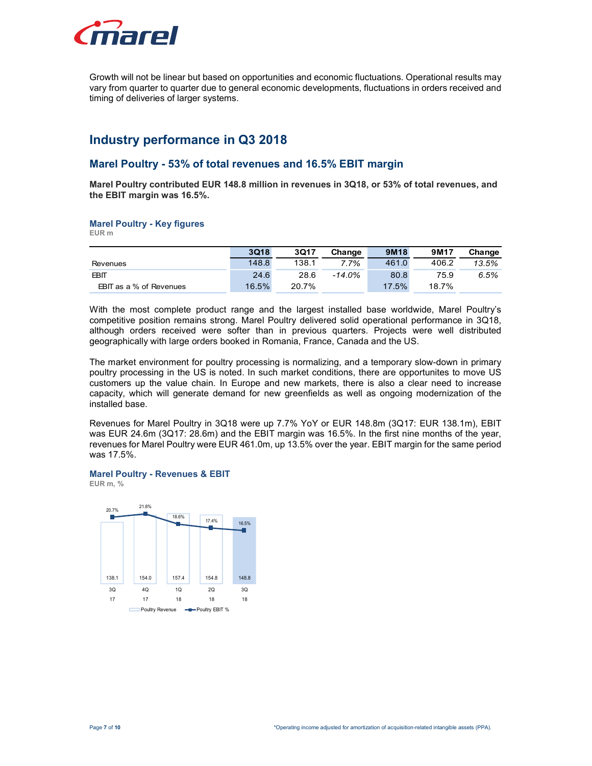Growth will not be linear but based on opportunities and economic fluctuations. Operational results may vary from quarter to quarter due to general economic developments, fluctuations in orders received and timing of deliveries of larger systems.

## Industry performance in Q3 2018

### Marel Poultry - 53% of total revenues and 16.5% EBIT margin

**Marel Poultry contributed EUR 148.8 million in revenues in 3Q18, or 53% of total revenues, and the EBIT margin was 16.5%.**

#### Marel Poultry - Key figures

EUR m

| | 3Q18 | 3Q17 | Change | 9M18 | 9M17 | Change |
|---|---|---|---|---|---|---|
| Revenues | 148.8 | 138.1 | *7.7%* | 461.0 | 406.2 | *13.5%* |
| EBIT | 24.6 | 28.6 | *-14.0%* | 80.8 | 75.9 | *6.5%* |
| EBIT as a % of Revenues | 16.5% | 20.7% | | 17.5% | 18.7% | |

With the most complete product range and the largest installed base worldwide, Marel Poultry's competitive position remains strong. Marel Poultry delivered solid operational performance in 3Q18, although orders received were softer than in previous quarters. Projects were well distributed geographically with large orders booked in Romania, France, Canada and the US.

The market environment for poultry processing is normalizing, and a temporary slow-down in primary poultry processing in the US is noted. In such market conditions, there are opportunites to move US customers up the value chain. In Europe and new markets, there is also a clear need to increase capacity, which will generate demand for new greenfields as well as ongoing modernization of the installed base.

Revenues for Marel Poultry in 3Q18 were up 7.7% YoY or EUR 148.8m (3Q17: EUR 138.1m), EBIT was EUR 24.6m (3Q17: 28.6m) and the EBIT margin was 16.5%. In the first nine months of the year, revenues for Marel Poultry were EUR 461.0m, up 13.5% over the year. EBIT margin for the same period was 17.5%.

#### Marel Poultry - Revenues & EBIT

EUR m, %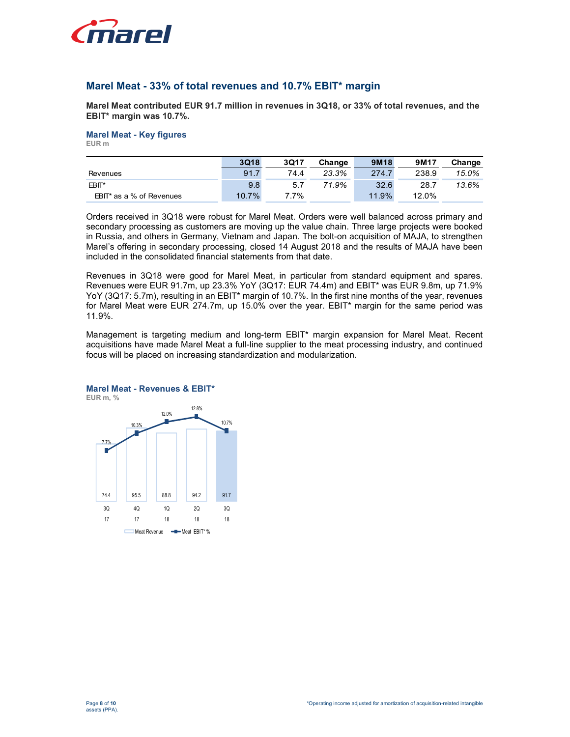## Marel Meat - 33% of total revenues and 10.7% EBIT* margin

**Marel Meat contributed EUR 91.7 million in revenues in 3Q18, or 33% of total revenues, and the EBIT* margin was 10.7%.**

### Marel Meat - Key figures

EUR m

| | 3Q18 | 3Q17 | Change | 9M18 | 9M17 | Change |
|---|---|---|---|---|---|---|
| Revenues | 91.7 | 74.4 | *23.3%* | 274.7 | 238.9 | *15.0%* |
| EBIT* | 9.8 | 5.7 | *71.9%* | 32.6 | 28.7 | *13.6%* |
| EBIT* as a % of Revenues | 10.7% | 7.7% | | 11.9% | 12.0% | |

Orders received in 3Q18 were robust for Marel Meat. Orders were well balanced across primary and secondary processing as customers are moving up the value chain. Three large projects were booked in Russia, and others in Germany, Vietnam and Japan. The bolt-on acquisition of MAJA, to strengthen Marel's offering in secondary processing, closed 14 August 2018 and the results of MAJA have been included in the consolidated financial statements from that date.

Revenues in 3Q18 were good for Marel Meat, in particular from standard equipment and spares. Revenues were EUR 91.7m, up 23.3% YoY (3Q17: EUR 74.4m) and EBIT* was EUR 9.8m, up 71.9% YoY (3Q17: 5.7m), resulting in an EBIT* margin of 10.7%. In the first nine months of the year, revenues for Marel Meat were EUR 274.7m, up 15.0% over the year. EBIT* margin for the same period was 11.9%.

Management is targeting medium and long-term EBIT* margin expansion for Marel Meat. Recent acquisitions have made Marel Meat a full-line supplier to the meat processing industry, and continued focus will be placed on increasing standardization and modularization.

### Marel Meat - Revenues & EBIT*

EUR m, %

| | 3Q 17 | 4Q 17 | 1Q 18 | 2Q 18 | 3Q 18 |
|---|---|---|---|---|---|
| Meat Revenue | 74.4 | 95.5 | 88.8 | 94.2 | 91.7 |
| Meat EBIT* % | 7.7% | 10.3% | 12.0% | 12.8% | 10.7% |

*Operating income adjusted for amortization of acquisition-related intangible assets (PPA).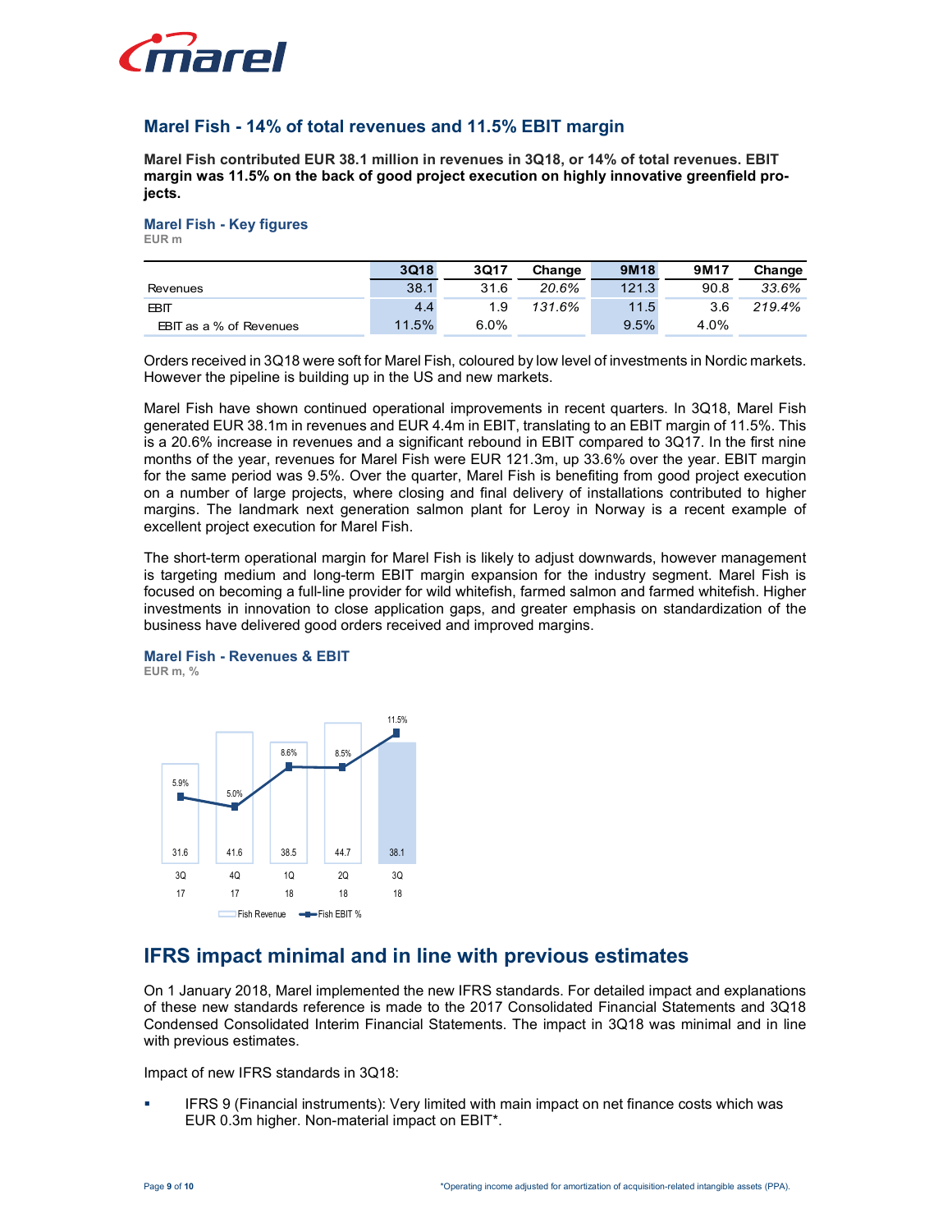## Marel Fish - 14% of total revenues and 11.5% EBIT margin

**Marel Fish contributed EUR 38.1 million in revenues in 3Q18, or 14% of total revenues. EBIT margin was 11.5% on the back of good project execution on highly innovative greenfield projects.**

### Marel Fish - Key figures

EUR m

| | 3Q18 | 3Q17 | Change | 9M18 | 9M17 | Change |
|---|---|---|---|---|---|---|
| Revenues | 38.1 | 31.6 | *20.6%* | 121.3 | 90.8 | *33.6%* |
| EBIT | 4.4 | 1.9 | *131.6%* | 11.5 | 3.6 | *219.4%* |
| EBIT as a % of Revenues | 11.5% | 6.0% | | 9.5% | 4.0% | |

Orders received in 3Q18 were soft for Marel Fish, coloured by low level of investments in Nordic markets. However the pipeline is building up in the US and new markets.

Marel Fish have shown continued operational improvements in recent quarters. In 3Q18, Marel Fish generated EUR 38.1m in revenues and EUR 4.4m in EBIT, translating to an EBIT margin of 11.5%. This is a 20.6% increase in revenues and a significant rebound in EBIT compared to 3Q17. In the first nine months of the year, revenues for Marel Fish were EUR 121.3m, up 33.6% over the year. EBIT margin for the same period was 9.5%. Over the quarter, Marel Fish is benefiting from good project execution on a number of large projects, where closing and final delivery of installations contributed to higher margins. The landmark next generation salmon plant for Leroy in Norway is a recent example of excellent project execution for Marel Fish.

The short-term operational margin for Marel Fish is likely to adjust downwards, however management is targeting medium and long-term EBIT margin expansion for the industry segment. Marel Fish is focused on becoming a full-line provider for wild whitefish, farmed salmon and farmed whitefish. Higher investments in innovation to close application gaps, and greater emphasis on standardization of the business have delivered good orders received and improved margins.

### Marel Fish - Revenues & EBIT

EUR m, %

| | 3Q17 | 4Q17 | 1Q18 | 2Q18 | 3Q18 |
|---|---|---|---|---|---|
| Fish Revenue | 31.6 | 41.6 | 38.5 | 44.7 | 38.1 |
| Fish EBIT % | 5.9% | 5.0% | 8.6% | 8.5% | 11.5% |

## IFRS impact minimal and in line with previous estimates

On 1 January 2018, Marel implemented the new IFRS standards. For detailed impact and explanations of these new standards reference is made to the 2017 Consolidated Financial Statements and 3Q18 Condensed Consolidated Interim Financial Statements. The impact in 3Q18 was minimal and in line with previous estimates.

Impact of new IFRS standards in 3Q18:

- IFRS 9 (Financial instruments): Very limited with main impact on net finance costs which was EUR 0.3m higher. Non-material impact on EBIT*.

*Operating income adjusted for amortization of acquisition-related intangible assets (PPA).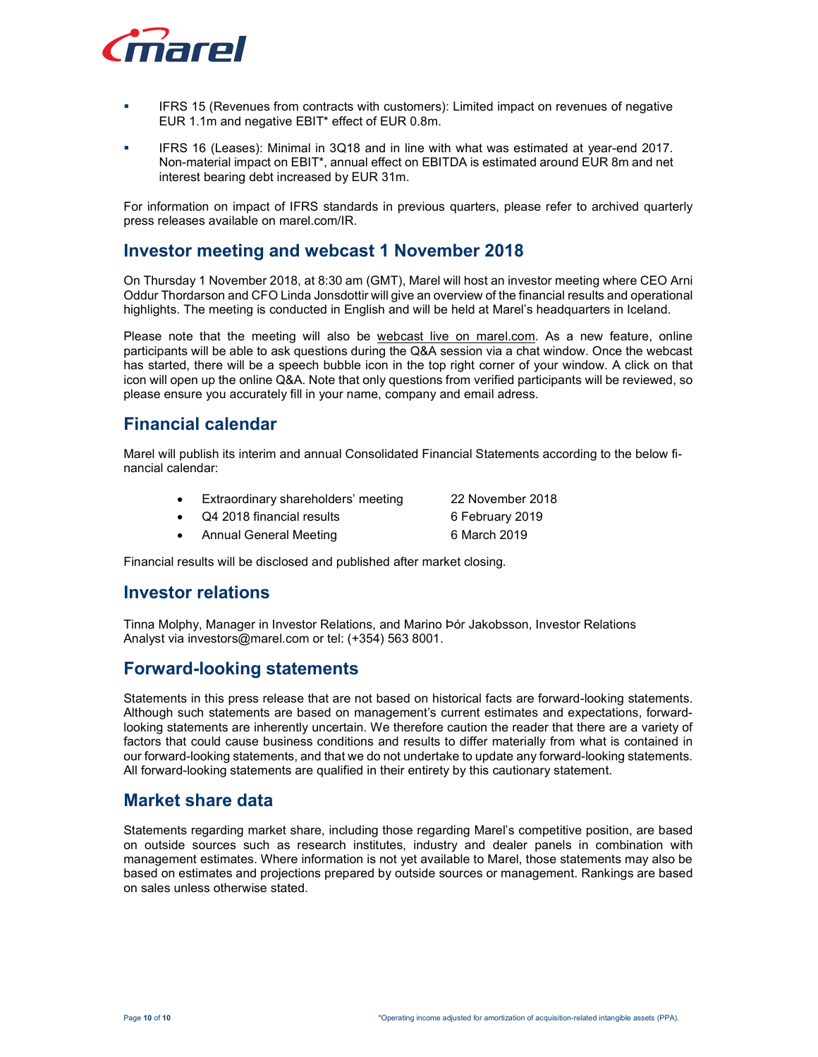- IFRS 15 (Revenues from contracts with customers): Limited impact on revenues of negative EUR 1.1m and negative EBIT* effect of EUR 0.8m.
- IFRS 16 (Leases): Minimal in 3Q18 and in line with what was estimated at year-end 2017. Non-material impact on EBIT*, annual effect on EBITDA is estimated around EUR 8m and net interest bearing debt increased by EUR 31m.

For information on impact of IFRS standards in previous quarters, please refer to archived quarterly press releases available on marel.com/IR.

## Investor meeting and webcast 1 November 2018

On Thursday 1 November 2018, at 8:30 am (GMT), Marel will host an investor meeting where CEO Arni Oddur Thordarson and CFO Linda Jonsdottir will give an overview of the financial results and operational highlights. The meeting is conducted in English and will be held at Marel's headquarters in Iceland.

Please note that the meeting will also be webcast live on marel.com. As a new feature, online participants will be able to ask questions during the Q&A session via a chat window. Once the webcast has started, there will be a speech bubble icon in the top right corner of your window. A click on that icon will open up the online Q&A. Note that only questions from verified participants will be reviewed, so please ensure you accurately fill in your name, company and email adress.

## Financial calendar

Marel will publish its interim and annual Consolidated Financial Statements according to the below financial calendar:

- Extraordinary shareholders' meeting 22 November 2018
- Q4 2018 financial results 6 February 2019
- Annual General Meeting 6 March 2019

Financial results will be disclosed and published after market closing.

## Investor relations

Tinna Molphy, Manager in Investor Relations, and Marino Þór Jakobsson, Investor Relations Analyst via investors@marel.com or tel: (+354) 563 8001.

## Forward-looking statements

Statements in this press release that are not based on historical facts are forward-looking statements. Although such statements are based on management's current estimates and expectations, forward-looking statements are inherently uncertain. We therefore caution the reader that there are a variety of factors that could cause business conditions and results to differ materially from what is contained in our forward-looking statements, and that we do not undertake to update any forward-looking statements. All forward-looking statements are qualified in their entirety by this cautionary statement.

## Market share data

Statements regarding market share, including those regarding Marel's competitive position, are based on outside sources such as research institutes, industry and dealer panels in combination with management estimates. Where information is not yet available to Marel, those statements may also be based on estimates and projections prepared by outside sources or management. Rankings are based on sales unless otherwise stated.

*Operating income adjusted for amortization of acquisition-related intangible assets (PPA).